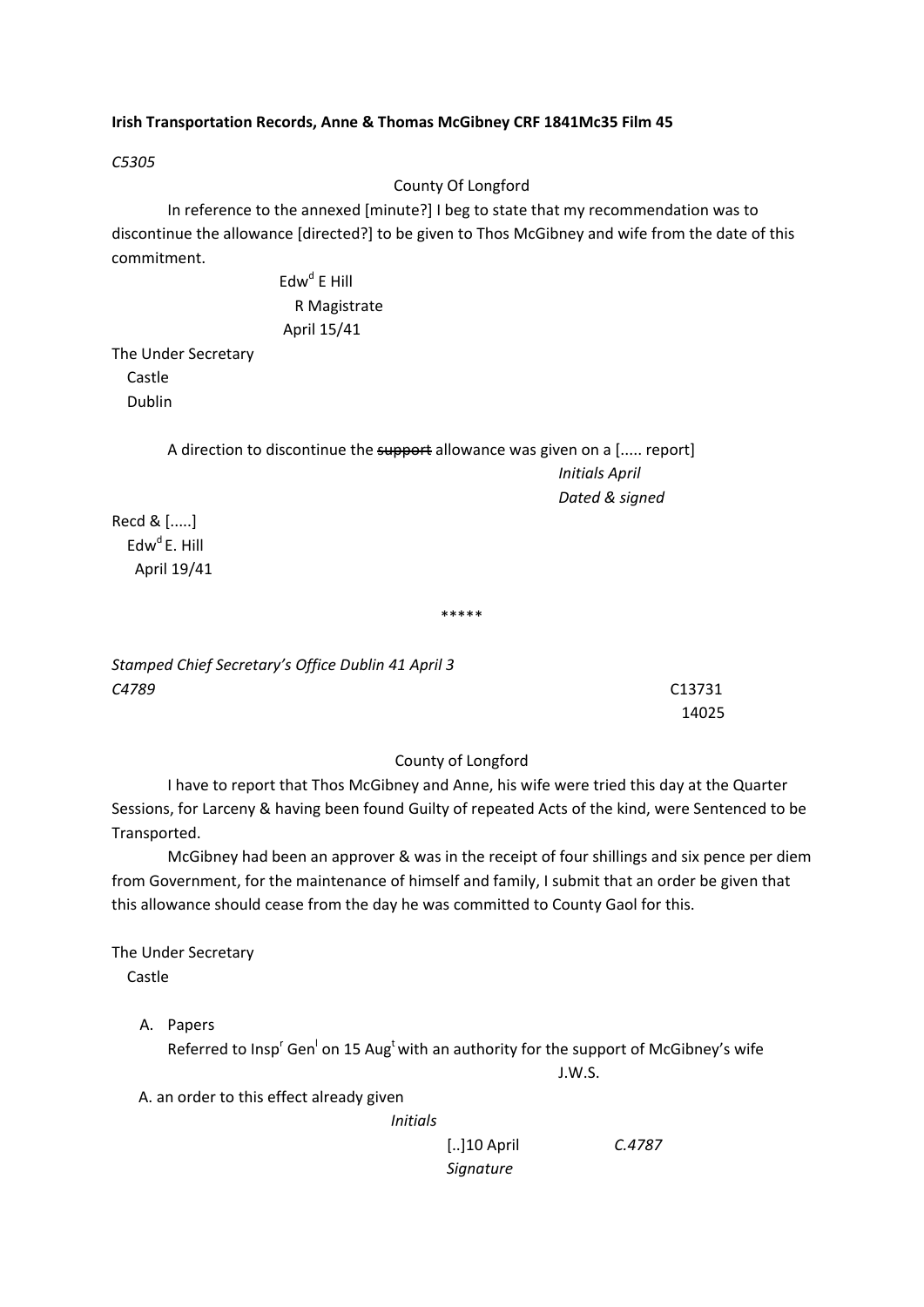**Irish Transportation Records, Anne & Thomas McGibney CRF 1841Mc35 Film 45**

*C5305*

County Of Longford

In reference to the annexed [minute?] I beg to state that my recommendation was to discontinue the allowance [directed?] to be given to Thos McGibney and wife from the date of this commitment.

Edw[d] E Hill
R Magistrate
April 15/41

The Under Secretary
Castle
Dublin

A direction to discontinue the ~~support~~ allowance was given on a [..... report]

*Initials April*
*Dated & signed*

Recd & [.....]
Edw[d] E. Hill
April 19/41

\*\*\*\*\*

*Stamped Chief Secretary's Office Dublin 41 April 3*

*C4789*

C13731
14025

County of Longford

I have to report that Thos McGibney and Anne, his wife were tried this day at the Quarter Sessions, for Larceny & having been found Guilty of repeated Acts of the kind, were Sentenced to be Transported.

McGibney had been an approver & was in the receipt of four shillings and six pence per diem from Government, for the maintenance of himself and family, I submit that an order be given that this allowance should cease from the day he was committed to County Gaol for this.

The Under Secretary
Castle

A. Papers
Referred to Insp[r] Gen[l] on 15 Aug[t] with an authority for the support of McGibney's wife

J.W.S.

A. an order to this effect already given

*Initials*

[..]10 April
*Signature*

*C.4787*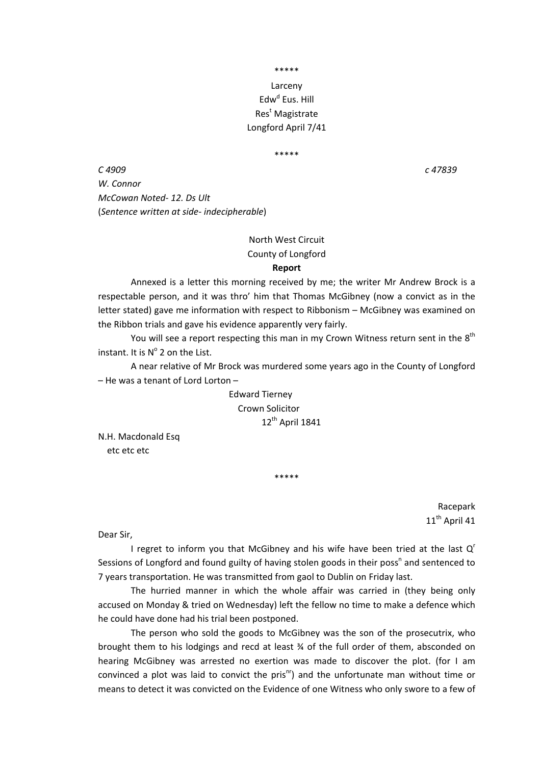\*\*\*\*\*

Larceny
Edw[d] Eus. Hill
Res[t] Magistrate
Longford April 7/41

\*\*\*\*\*

*C 4909* *c 47839*
*W. Connor*
*McCowan Noted- 12. Ds Ult*
(*Sentence written at side- indecipherable*)

North West Circuit
County of Longford
**Report**

Annexed is a letter this morning received by me; the writer Mr Andrew Brock is a respectable person, and it was thro' him that Thomas McGibney (now a convict as in the letter stated) gave me information with respect to Ribbonism – McGibney was examined on the Ribbon trials and gave his evidence apparently very fairly.

You will see a report respecting this man in my Crown Witness return sent in the 8[th] instant. It is N[o] 2 on the List.

A near relative of Mr Brock was murdered some years ago in the County of Longford – He was a tenant of Lord Lorton –

Edward Tierney
Crown Solicitor
12[th] April 1841

N.H. Macdonald Esq
etc etc etc

\*\*\*\*\*

Racepark
11[th] April 41

Dear Sir,

I regret to inform you that McGibney and his wife have been tried at the last Q[r] Sessions of Longford and found guilty of having stolen goods in their poss[n] and sentenced to 7 years transportation. He was transmitted from gaol to Dublin on Friday last.

The hurried manner in which the whole affair was carried in (they being only accused on Monday & tried on Wednesday) left the fellow no time to make a defence which he could have done had his trial been postponed.

The person who sold the goods to McGibney was the son of the prosecutrix, who brought them to his lodgings and recd at least ¾ of the full order of them, absconded on hearing McGibney was arrested no exertion was made to discover the plot. (for I am convinced a plot was laid to convict the pris[nr]) and the unfortunate man without time or means to detect it was convicted on the Evidence of one Witness who only swore to a few of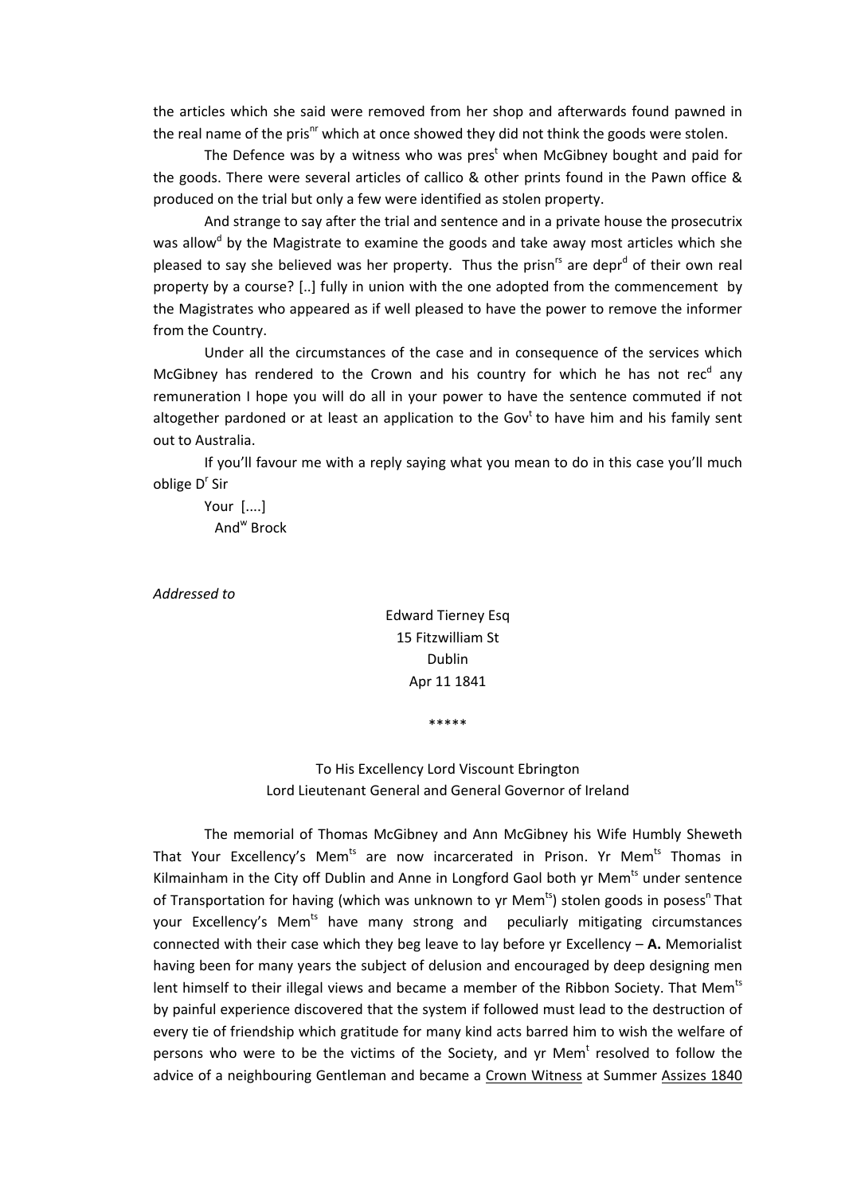the articles which she said were removed from her shop and afterwards found pawned in the real name of the pris[nr] which at once showed they did not think the goods were stolen.

The Defence was by a witness who was pres[t] when McGibney bought and paid for the goods. There were several articles of callico & other prints found in the Pawn office & produced on the trial but only a few were identified as stolen property.

And strange to say after the trial and sentence and in a private house the prosecutrix was allow[d] by the Magistrate to examine the goods and take away most articles which she pleased to say she believed was her property. Thus the prisn[rs] are depr[d] of their own real property by a course? [..] fully in union with the one adopted from the commencement by the Magistrates who appeared as if well pleased to have the power to remove the informer from the Country.

Under all the circumstances of the case and in consequence of the services which McGibney has rendered to the Crown and his country for which he has not rec[d] any remuneration I hope you will do all in your power to have the sentence commuted if not altogether pardoned or at least an application to the Gov[t] to have him and his family sent out to Australia.

If you'll favour me with a reply saying what you mean to do in this case you'll much oblige D[r] Sir

Your [....]
And[w] Brock

*Addressed to*

Edward Tierney Esq
15 Fitzwilliam St
Dublin
Apr 11 1841

*****

To His Excellency Lord Viscount Ebrington
Lord Lieutenant General and General Governor of Ireland

The memorial of Thomas McGibney and Ann McGibney his Wife Humbly Sheweth That Your Excellency's Mem[ts] are now incarcerated in Prison. Yr Mem[ts] Thomas in Kilmainham in the City off Dublin and Anne in Longford Gaol both yr Mem[ts] under sentence of Transportation for having (which was unknown to yr Mem[ts]) stolen goods in posess[n] That your Excellency's Mem[ts] have many strong and peculiarly mitigating circumstances connected with their case which they beg leave to lay before yr Excellency – **A.** Memorialist having been for many years the subject of delusion and encouraged by deep designing men lent himself to their illegal views and became a member of the Ribbon Society. That Mem[ts] by painful experience discovered that the system if followed must lead to the destruction of every tie of friendship which gratitude for many kind acts barred him to wish the welfare of persons who were to be the victims of the Society, and yr Mem[t] resolved to follow the advice of a neighbouring Gentleman and became a Crown Witness at Summer Assizes 1840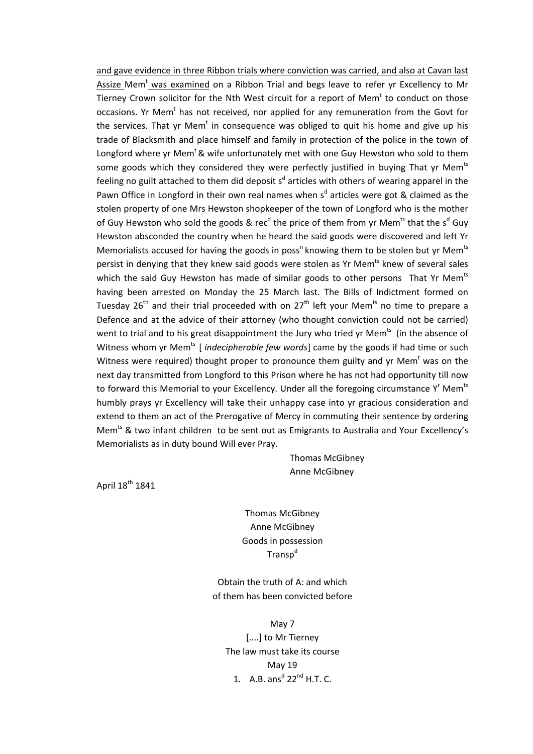<u>and gave evidence in three Ribbon trials where conviction was carried, and also at Cavan last Assize</u> Mem[t] <u>was examined</u> on a Ribbon Trial and begs leave to refer yr Excellency to Mr Tierney Crown solicitor for the Nth West circuit for a report of Mem[t] to conduct on those occasions. Yr Mem[t] has not received, nor applied for any remuneration from the Govt for the services. That yr Mem[t] in consequence was obliged to quit his home and give up his trade of Blacksmith and place himself and family in protection of the police in the town of Longford where yr Mem[t] & wife unfortunately met with one Guy Hewston who sold to them some goods which they considered they were perfectly justified in buying That yr Mem[ts] feeling no guilt attached to them did deposit s[d] articles with others of wearing apparel in the Pawn Office in Longford in their own real names when s[d] articles were got & claimed as the stolen property of one Mrs Hewston shopkeeper of the town of Longford who is the mother of Guy Hewston who sold the goods & rec[d] the price of them from yr Mem[ts] that the s[d] Guy Hewston absconded the country when he heard the said goods were discovered and left Yr Memorialists accused for having the goods in poss[n] knowing them to be stolen but yr Mem[ts] persist in denying that they knew said goods were stolen as Yr Mem[ts] knew of several sales which the said Guy Hewston has made of similar goods to other persons That Yr Mem[ts] having been arrested on Monday the 25 March last. The Bills of Indictment formed on Tuesday 26[th] and their trial proceeded with on 27[th] left your Mem[ts] no time to prepare a Defence and at the advice of their attorney (who thought conviction could not be carried) went to trial and to his great disappointment the Jury who tried yr Mem[ts] (in the absence of Witness whom yr Mem[ts] [ *indecipherable few words*] came by the goods if had time or such Witness were required) thought proper to pronounce them guilty and yr Mem[t] was on the next day transmitted from Longford to this Prison where he has not had opportunity till now to forward this Memorial to your Excellency. Under all the foregoing circumstance Y[r] Mem[ts] humbly prays yr Excellency will take their unhappy case into yr gracious consideration and extend to them an act of the Prerogative of Mercy in commuting their sentence by ordering Mem[ts] & two infant children to be sent out as Emigrants to Australia and Your Excellency's Memorialists as in duty bound Will ever Pray.

Thomas McGibney
Anne McGibney

April 18[th] 1841

Thomas McGibney
Anne McGibney
Goods in possession
Transp[d]

Obtain the truth of A: and which
of them has been convicted before

May 7
[....] to Mr Tierney
The law must take its course
May 19

1. A.B. ans[d] 22[nd] H.T. C.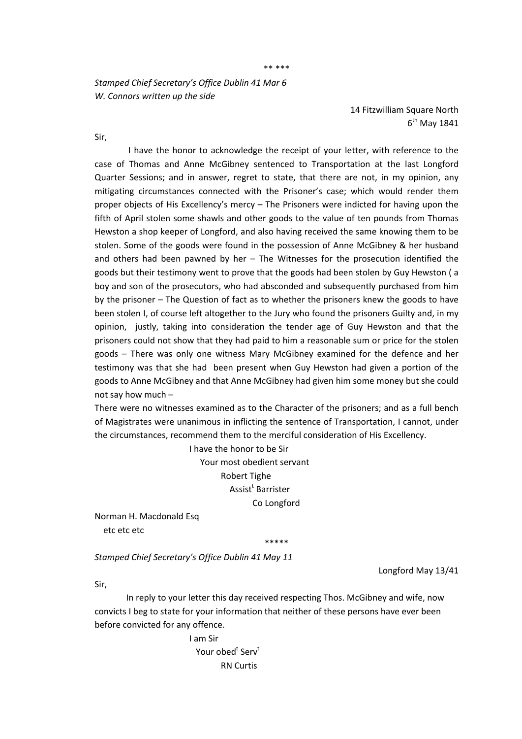\*\* \*\*\*

*Stamped Chief Secretary's Office Dublin 41 Mar 6*
*W. Connors written up the side*

14 Fitzwilliam Square North
6th May 1841

Sir,

I have the honor to acknowledge the receipt of your letter, with reference to the case of Thomas and Anne McGibney sentenced to Transportation at the last Longford Quarter Sessions; and in answer, regret to state, that there are not, in my opinion, any mitigating circumstances connected with the Prisoner's case; which would render them proper objects of His Excellency's mercy – The Prisoners were indicted for having upon the fifth of April stolen some shawls and other goods to the value of ten pounds from Thomas Hewston a shop keeper of Longford, and also having received the same knowing them to be stolen. Some of the goods were found in the possession of Anne McGibney & her husband and others had been pawned by her – The Witnesses for the prosecution identified the goods but their testimony went to prove that the goods had been stolen by Guy Hewston ( a boy and son of the prosecutors, who had absconded and subsequently purchased from him by the prisoner – The Question of fact as to whether the prisoners knew the goods to have been stolen I, of course left altogether to the Jury who found the prisoners Guilty and, in my opinion, justly, taking into consideration the tender age of Guy Hewston and that the prisoners could not show that they had paid to him a reasonable sum or price for the stolen goods – There was only one witness Mary McGibney examined for the defence and her testimony was that she had been present when Guy Hewston had given a portion of the goods to Anne McGibney and that Anne McGibney had given him some money but she could not say how much –

There were no witnesses examined as to the Character of the prisoners; and as a full bench of Magistrates were unanimous in inflicting the sentence of Transportation, I cannot, under the circumstances, recommend them to the merciful consideration of His Excellency.

I have the honor to be Sir
Your most obedient servant
Robert Tighe
Assistt Barrister
Co Longford

Norman H. Macdonald Esq
etc etc etc

\*\*\*\*\*

*Stamped Chief Secretary's Office Dublin 41 May 11*

Longford May 13/41

Sir,

In reply to your letter this day received respecting Thos. McGibney and wife, now convicts I beg to state for your information that neither of these persons have ever been before convicted for any offence.

I am Sir
Your obedt Servt
RN Curtis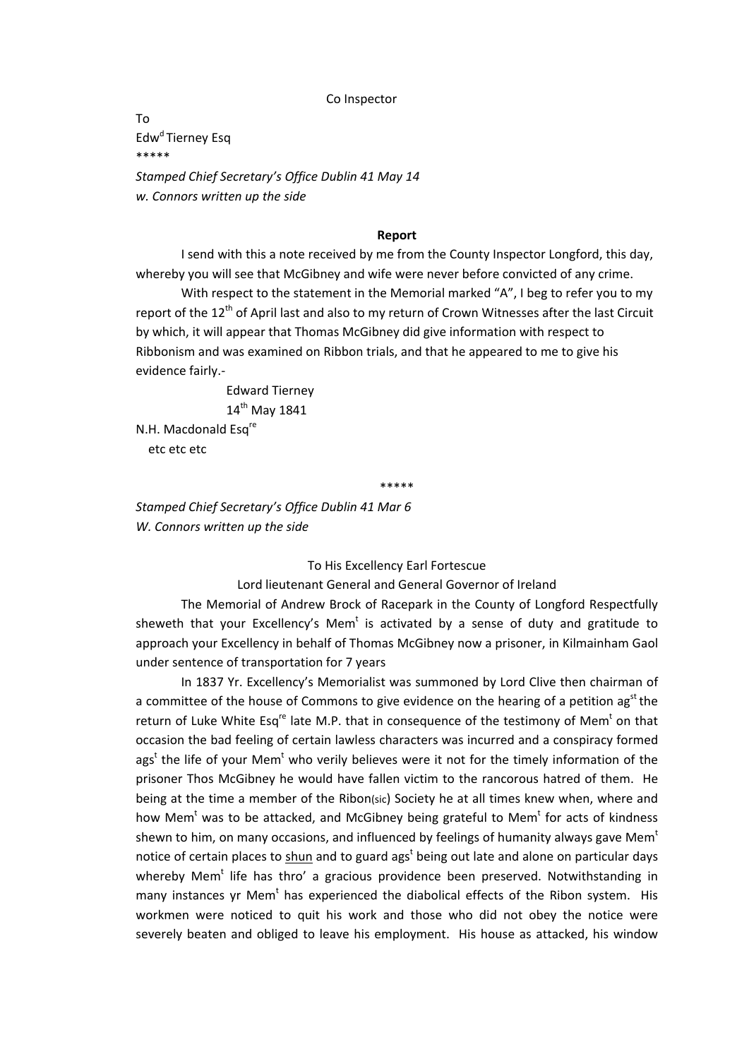Co Inspector

To

Edw[d] Tierney Esq

*****

*Stamped Chief Secretary's Office Dublin 41 May 14*

*w. Connors written up the side*

**Report**

I send with this a note received by me from the County Inspector Longford, this day, whereby you will see that McGibney and wife were never before convicted of any crime.

With respect to the statement in the Memorial marked "A", I beg to refer you to my report of the 12th of April last and also to my return of Crown Witnesses after the last Circuit by which, it will appear that Thomas McGibney did give information with respect to Ribbonism and was examined on Ribbon trials, and that he appeared to me to give his evidence fairly.-

Edward Tierney

14th May 1841

N.H. Macdonald Esq[re]

etc etc etc

*****

*Stamped Chief Secretary's Office Dublin 41 Mar 6*

*W. Connors written up the side*

To His Excellency Earl Fortescue

Lord lieutenant General and General Governor of Ireland

The Memorial of Andrew Brock of Racepark in the County of Longford Respectfully sheweth that your Excellency's Mem[t] is activated by a sense of duty and gratitude to approach your Excellency in behalf of Thomas McGibney now a prisoner, in Kilmainham Gaol under sentence of transportation for 7 years

In 1837 Yr. Excellency's Memorialist was summoned by Lord Clive then chairman of a committee of the house of Commons to give evidence on the hearing of a petition ag[st] the return of Luke White Esq[re] late M.P. that in consequence of the testimony of Mem[t] on that occasion the bad feeling of certain lawless characters was incurred and a conspiracy formed ags[t] the life of your Mem[t] who verily believes were it not for the timely information of the prisoner Thos McGibney he would have fallen victim to the rancorous hatred of them. He being at the time a member of the Ribon(sic) Society he at all times knew when, where and how Mem[t] was to be attacked, and McGibney being grateful to Mem[t] for acts of kindness shewn to him, on many occasions, and influenced by feelings of humanity always gave Mem[t] notice of certain places to <u>shun</u> and to guard ags[t] being out late and alone on particular days whereby Mem[t] life has thro' a gracious providence been preserved. Notwithstanding in many instances yr Mem[t] has experienced the diabolical effects of the Ribon system. His workmen were noticed to quit his work and those who did not obey the notice were severely beaten and obliged to leave his employment. His house as attacked, his window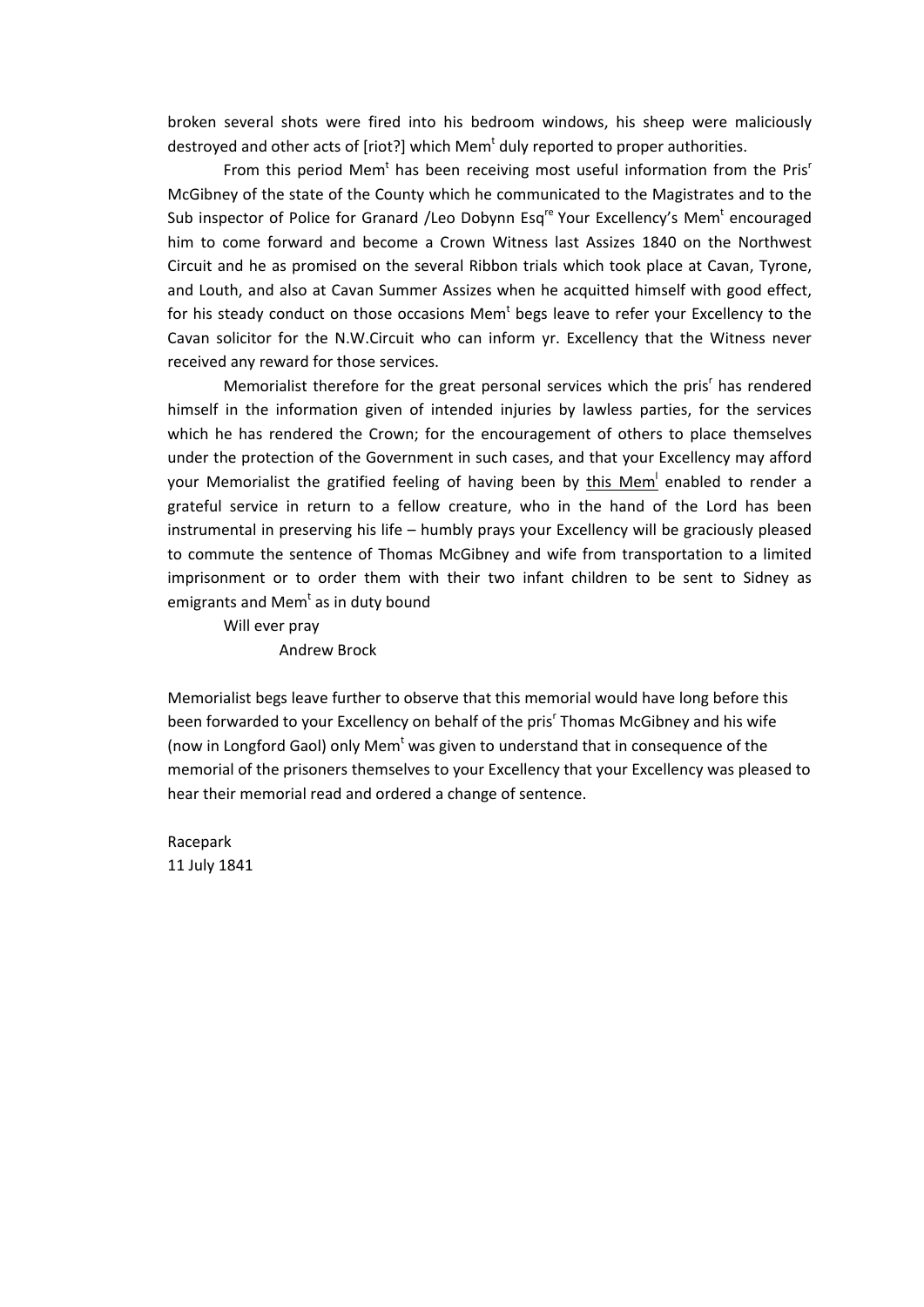broken several shots were fired into his bedroom windows, his sheep were maliciously destroyed and other acts of [riot?] which Mem[t] duly reported to proper authorities.

From this period Mem[t] has been receiving most useful information from the Pris[r] McGibney of the state of the County which he communicated to the Magistrates and to the Sub inspector of Police for Granard /Leo Dobynn Esq[re] Your Excellency's Mem[t] encouraged him to come forward and become a Crown Witness last Assizes 1840 on the Northwest Circuit and he as promised on the several Ribbon trials which took place at Cavan, Tyrone, and Louth, and also at Cavan Summer Assizes when he acquitted himself with good effect, for his steady conduct on those occasions Mem[t] begs leave to refer your Excellency to the Cavan solicitor for the N.W.Circuit who can inform yr. Excellency that the Witness never received any reward for those services.

Memorialist therefore for the great personal services which the pris[r] has rendered himself in the information given of intended injuries by lawless parties, for the services which he has rendered the Crown; for the encouragement of others to place themselves under the protection of the Government in such cases, and that your Excellency may afford your Memorialist the gratified feeling of having been by <u>this Mem[l]</u> enabled to render a grateful service in return to a fellow creature, who in the hand of the Lord has been instrumental in preserving his life – humbly prays your Excellency will be graciously pleased to commute the sentence of Thomas McGibney and wife from transportation to a limited imprisonment or to order them with their two infant children to be sent to Sidney as emigrants and Mem[t] as in duty bound

Will ever pray

Andrew Brock

Memorialist begs leave further to observe that this memorial would have long before this been forwarded to your Excellency on behalf of the pris[r] Thomas McGibney and his wife (now in Longford Gaol) only Mem[t] was given to understand that in consequence of the memorial of the prisoners themselves to your Excellency that your Excellency was pleased to hear their memorial read and ordered a change of sentence.

Racepark
11 July 1841